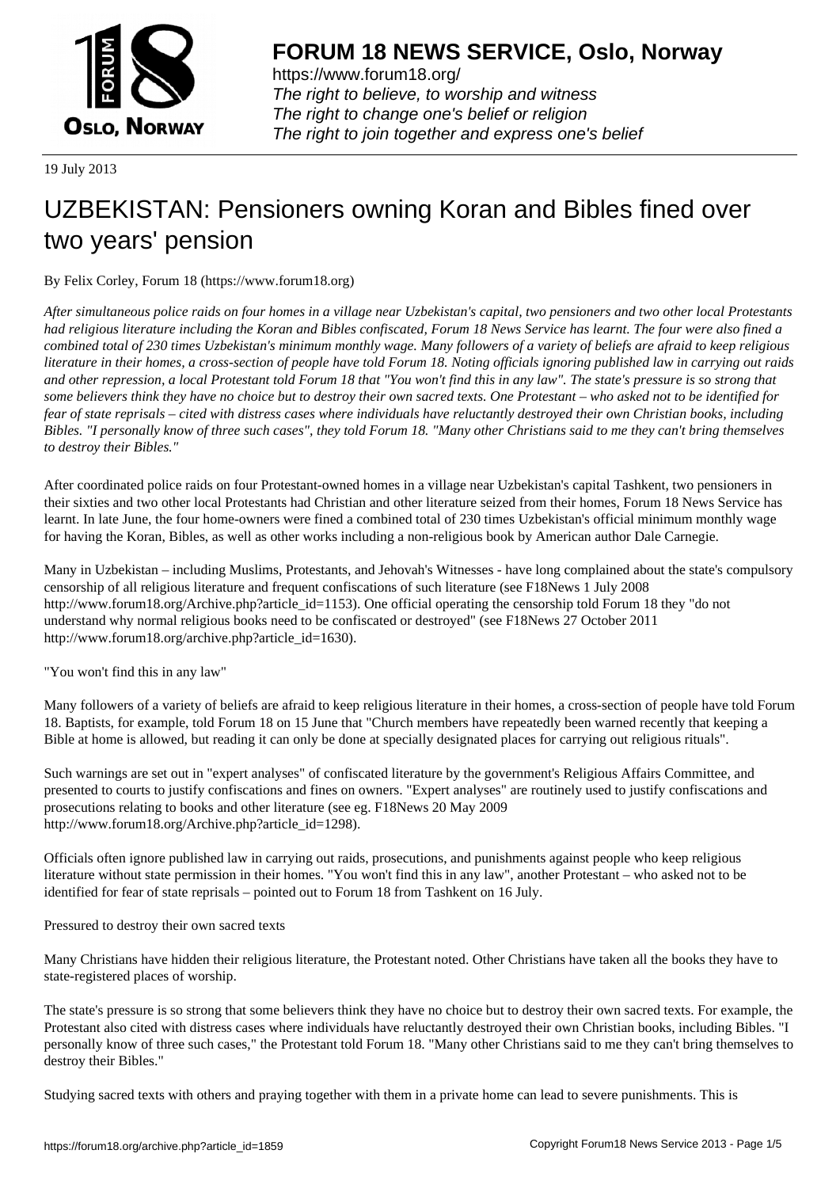# FORUM 18 NEWS SERVICE, Oslo, Norway

https://www.forum18.org/
*The right to believe, to worship and witness*
*The right to change one's belief or religion*
*The right to join together and express one's belief*

19 July 2013

# UZBEKISTAN: Pensioners owning Koran and Bibles fined over two years' pension

By Felix Corley, Forum 18 (https://www.forum18.org)

*After simultaneous police raids on four homes in a village near Uzbekistan's capital, two pensioners and two other local Protestants had religious literature including the Koran and Bibles confiscated, Forum 18 News Service has learnt. The four were also fined a combined total of 230 times Uzbekistan's minimum monthly wage. Many followers of a variety of beliefs are afraid to keep religious literature in their homes, a cross-section of people have told Forum 18. Noting officials ignoring published law in carrying out raids and other repression, a local Protestant told Forum 18 that "You won't find this in any law". The state's pressure is so strong that some believers think they have no choice but to destroy their own sacred texts. One Protestant – who asked not to be identified for fear of state reprisals – cited with distress cases where individuals have reluctantly destroyed their own Christian books, including Bibles. "I personally know of three such cases", they told Forum 18. "Many other Christians said to me they can't bring themselves to destroy their Bibles."*

After coordinated police raids on four Protestant-owned homes in a village near Uzbekistan's capital Tashkent, two pensioners in their sixties and two other local Protestants had Christian and other literature seized from their homes, Forum 18 News Service has learnt. In late June, the four home-owners were fined a combined total of 230 times Uzbekistan's official minimum monthly wage for having the Koran, Bibles, as well as other works including a non-religious book by American author Dale Carnegie.

Many in Uzbekistan – including Muslims, Protestants, and Jehovah's Witnesses - have long complained about the state's compulsory censorship of all religious literature and frequent confiscations of such literature (see F18News 1 July 2008 http://www.forum18.org/Archive.php?article_id=1153). One official operating the censorship told Forum 18 they "do not understand why normal religious books need to be confiscated or destroyed" (see F18News 27 October 2011 http://www.forum18.org/archive.php?article_id=1630).

"You won't find this in any law"

Many followers of a variety of beliefs are afraid to keep religious literature in their homes, a cross-section of people have told Forum 18. Baptists, for example, told Forum 18 on 15 June that "Church members have repeatedly been warned recently that keeping a Bible at home is allowed, but reading it can only be done at specially designated places for carrying out religious rituals".

Such warnings are set out in "expert analyses" of confiscated literature by the government's Religious Affairs Committee, and presented to courts to justify confiscations and fines on owners. "Expert analyses" are routinely used to justify confiscations and prosecutions relating to books and other literature (see eg. F18News 20 May 2009 http://www.forum18.org/Archive.php?article_id=1298).

Officials often ignore published law in carrying out raids, prosecutions, and punishments against people who keep religious literature without state permission in their homes. "You won't find this in any law", another Protestant – who asked not to be identified for fear of state reprisals – pointed out to Forum 18 from Tashkent on 16 July.

Pressured to destroy their own sacred texts

Many Christians have hidden their religious literature, the Protestant noted. Other Christians have taken all the books they have to state-registered places of worship.

The state's pressure is so strong that some believers think they have no choice but to destroy their own sacred texts. For example, the Protestant also cited with distress cases where individuals have reluctantly destroyed their own Christian books, including Bibles. "I personally know of three such cases," the Protestant told Forum 18. "Many other Christians said to me they can't bring themselves to destroy their Bibles."

Studying sacred texts with others and praying together with them in a private home can lead to severe punishments. This is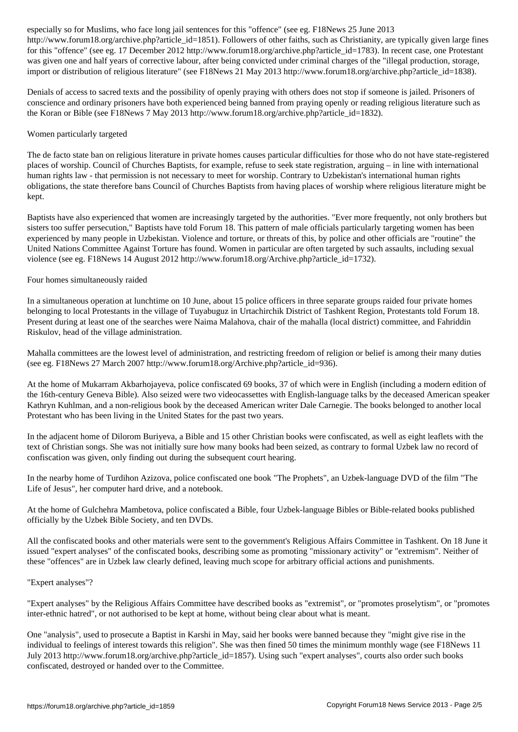especially so for Muslims, who face long jail sentences for this "offence" (see eg. F18News 25 June 2013 http://www.forum18.org/archive.php?article_id=1851). Followers of other faiths, such as Christianity, are typically given large fines for this "offence" (see eg. 17 December 2012 http://www.forum18.org/archive.php?article_id=1783). In recent case, one Protestant was given one and half years of corrective labour, after being convicted under criminal charges of the "illegal production, storage, import or distribution of religious literature" (see F18News 21 May 2013 http://www.forum18.org/archive.php?article_id=1838).

Denials of access to sacred texts and the possibility of openly praying with others does not stop if someone is jailed. Prisoners of conscience and ordinary prisoners have both experienced being banned from praying openly or reading religious literature such as the Koran or Bible (see F18News 7 May 2013 http://www.forum18.org/archive.php?article_id=1832).

## Women particularly targeted

The de facto state ban on religious literature in private homes causes particular difficulties for those who do not have state-registered places of worship. Council of Churches Baptists, for example, refuse to seek state registration, arguing – in line with international human rights law - that permission is not necessary to meet for worship. Contrary to Uzbekistan's international human rights obligations, the state therefore bans Council of Churches Baptists from having places of worship where religious literature might be kept.

Baptists have also experienced that women are increasingly targeted by the authorities. "Ever more frequently, not only brothers but sisters too suffer persecution," Baptists have told Forum 18. This pattern of male officials particularly targeting women has been experienced by many people in Uzbekistan. Violence and torture, or threats of this, by police and other officials are "routine" the United Nations Committee Against Torture has found. Women in particular are often targeted by such assaults, including sexual violence (see eg. F18News 14 August 2012 http://www.forum18.org/Archive.php?article_id=1732).

## Four homes simultaneously raided

In a simultaneous operation at lunchtime on 10 June, about 15 police officers in three separate groups raided four private homes belonging to local Protestants in the village of Tuyabuguz in Urtachirchik District of Tashkent Region, Protestants told Forum 18. Present during at least one of the searches were Naima Malahova, chair of the mahalla (local district) committee, and Fahriddin Riskulov, head of the village administration.

Mahalla committees are the lowest level of administration, and restricting freedom of religion or belief is among their many duties (see eg. F18News 27 March 2007 http://www.forum18.org/Archive.php?article_id=936).

At the home of Mukarram Akbarhojayeva, police confiscated 69 books, 37 of which were in English (including a modern edition of the 16th-century Geneva Bible). Also seized were two videocassettes with English-language talks by the deceased American speaker Kathryn Kuhlman, and a non-religious book by the deceased American writer Dale Carnegie. The books belonged to another local Protestant who has been living in the United States for the past two years.

In the adjacent home of Dilorom Buriyeva, a Bible and 15 other Christian books were confiscated, as well as eight leaflets with the text of Christian songs. She was not initially sure how many books had been seized, as contrary to formal Uzbek law no record of confiscation was given, only finding out during the subsequent court hearing.

In the nearby home of Turdihon Azizova, police confiscated one book "The Prophets", an Uzbek-language DVD of the film "The Life of Jesus", her computer hard drive, and a notebook.

At the home of Gulchehra Mambetova, police confiscated a Bible, four Uzbek-language Bibles or Bible-related books published officially by the Uzbek Bible Society, and ten DVDs.

All the confiscated books and other materials were sent to the government's Religious Affairs Committee in Tashkent. On 18 June it issued "expert analyses" of the confiscated books, describing some as promoting "missionary activity" or "extremism". Neither of these "offences" are in Uzbek law clearly defined, leaving much scope for arbitrary official actions and punishments.

## "Expert analyses"?

"Expert analyses" by the Religious Affairs Committee have described books as "extremist", or "promotes proselytism", or "promotes inter-ethnic hatred", or not authorised to be kept at home, without being clear about what is meant.

One "analysis", used to prosecute a Baptist in Karshi in May, said her books were banned because they "might give rise in the individual to feelings of interest towards this religion". She was then fined 50 times the minimum monthly wage (see F18News 11 July 2013 http://www.forum18.org/archive.php?article_id=1857). Using such "expert analyses", courts also order such books confiscated, destroyed or handed over to the Committee.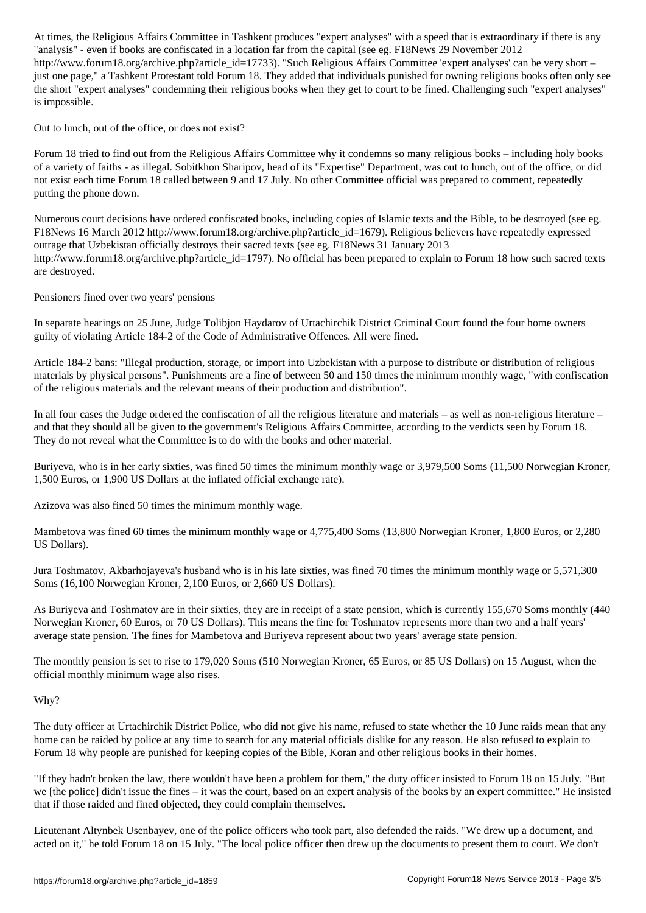At times, the Religious Affairs Committee in Tashkent produces "expert analyses" with a speed that is extraordinary if there is any "analysis" - even if books are confiscated in a location far from the capital (see eg. F18News 29 November 2012 http://www.forum18.org/archive.php?article_id=17733). "Such Religious Affairs Committee 'expert analyses' can be very short – just one page," a Tashkent Protestant told Forum 18. They added that individuals punished for owning religious books often only see the short "expert analyses" condemning their religious books when they get to court to be fined. Challenging such "expert analyses" is impossible.

## Out to lunch, out of the office, or does not exist?

Forum 18 tried to find out from the Religious Affairs Committee why it condemns so many religious books – including holy books of a variety of faiths - as illegal. Sobitkhon Sharipov, head of its "Expertise" Department, was out to lunch, out of the office, or did not exist each time Forum 18 called between 9 and 17 July. No other Committee official was prepared to comment, repeatedly putting the phone down.

Numerous court decisions have ordered confiscated books, including copies of Islamic texts and the Bible, to be destroyed (see eg. F18News 16 March 2012 http://www.forum18.org/archive.php?article_id=1679). Religious believers have repeatedly expressed outrage that Uzbekistan officially destroys their sacred texts (see eg. F18News 31 January 2013 http://www.forum18.org/archive.php?article_id=1797). No official has been prepared to explain to Forum 18 how such sacred texts are destroyed.

## Pensioners fined over two years' pensions

In separate hearings on 25 June, Judge Tolibjon Haydarov of Urtachirchik District Criminal Court found the four home owners guilty of violating Article 184-2 of the Code of Administrative Offences. All were fined.

Article 184-2 bans: "Illegal production, storage, or import into Uzbekistan with a purpose to distribute or distribution of religious materials by physical persons". Punishments are a fine of between 50 and 150 times the minimum monthly wage, "with confiscation of the religious materials and the relevant means of their production and distribution".

In all four cases the Judge ordered the confiscation of all the religious literature and materials – as well as non-religious literature – and that they should all be given to the government's Religious Affairs Committee, according to the verdicts seen by Forum 18. They do not reveal what the Committee is to do with the books and other material.

Buriyeva, who is in her early sixties, was fined 50 times the minimum monthly wage or 3,979,500 Soms (11,500 Norwegian Kroner, 1,500 Euros, or 1,900 US Dollars at the inflated official exchange rate).

Azizova was also fined 50 times the minimum monthly wage.

Mambetova was fined 60 times the minimum monthly wage or 4,775,400 Soms (13,800 Norwegian Kroner, 1,800 Euros, or 2,280 US Dollars).

Jura Toshmatov, Akbarhojayeva's husband who is in his late sixties, was fined 70 times the minimum monthly wage or 5,571,300 Soms (16,100 Norwegian Kroner, 2,100 Euros, or 2,660 US Dollars).

As Buriyeva and Toshmatov are in their sixties, they are in receipt of a state pension, which is currently 155,670 Soms monthly (440 Norwegian Kroner, 60 Euros, or 70 US Dollars). This means the fine for Toshmatov represents more than two and a half years' average state pension. The fines for Mambetova and Buriyeva represent about two years' average state pension.

The monthly pension is set to rise to 179,020 Soms (510 Norwegian Kroner, 65 Euros, or 85 US Dollars) on 15 August, when the official monthly minimum wage also rises.

## Why?

The duty officer at Urtachirchik District Police, who did not give his name, refused to state whether the 10 June raids mean that any home can be raided by police at any time to search for any material officials dislike for any reason. He also refused to explain to Forum 18 why people are punished for keeping copies of the Bible, Koran and other religious books in their homes.

"If they hadn't broken the law, there wouldn't have been a problem for them," the duty officer insisted to Forum 18 on 15 July. "But we [the police] didn't issue the fines – it was the court, based on an expert analysis of the books by an expert committee." He insisted that if those raided and fined objected, they could complain themselves.

Lieutenant Altynbek Usenbayev, one of the police officers who took part, also defended the raids. "We drew up a document, and acted on it," he told Forum 18 on 15 July. "The local police officer then drew up the documents to present them to court. We don't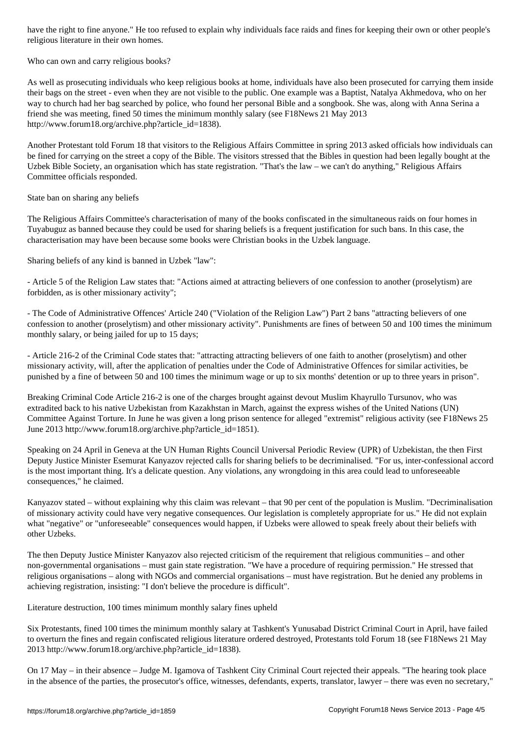have the right to fine anyone." He too refused to explain why individuals face raids and fines for keeping their own or other people's religious literature in their own homes.

## Who can own and carry religious books?

As well as prosecuting individuals who keep religious books at home, individuals have also been prosecuted for carrying them inside their bags on the street - even when they are not visible to the public. One example was a Baptist, Natalya Akhmedova, who on her way to church had her bag searched by police, who found her personal Bible and a songbook. She was, along with Anna Serina a friend she was meeting, fined 50 times the minimum monthly salary (see F18News 21 May 2013 http://www.forum18.org/archive.php?article_id=1838).

Another Protestant told Forum 18 that visitors to the Religious Affairs Committee in spring 2013 asked officials how individuals can be fined for carrying on the street a copy of the Bible. The visitors stressed that the Bibles in question had been legally bought at the Uzbek Bible Society, an organisation which has state registration. "That's the law – we can't do anything," Religious Affairs Committee officials responded.

## State ban on sharing any beliefs

The Religious Affairs Committee's characterisation of many of the books confiscated in the simultaneous raids on four homes in Tuyabuguz as banned because they could be used for sharing beliefs is a frequent justification for such bans. In this case, the characterisation may have been because some books were Christian books in the Uzbek language.

Sharing beliefs of any kind is banned in Uzbek "law":

- Article 5 of the Religion Law states that: "Actions aimed at attracting believers of one confession to another (proselytism) are forbidden, as is other missionary activity";

- The Code of Administrative Offences' Article 240 ("Violation of the Religion Law") Part 2 bans "attracting believers of one confession to another (proselytism) and other missionary activity". Punishments are fines of between 50 and 100 times the minimum monthly salary, or being jailed for up to 15 days;

- Article 216-2 of the Criminal Code states that: "attracting attracting believers of one faith to another (proselytism) and other missionary activity, will, after the application of penalties under the Code of Administrative Offences for similar activities, be punished by a fine of between 50 and 100 times the minimum wage or up to six months' detention or up to three years in prison".

Breaking Criminal Code Article 216-2 is one of the charges brought against devout Muslim Khayrullo Tursunov, who was extradited back to his native Uzbekistan from Kazakhstan in March, against the express wishes of the United Nations (UN) Committee Against Torture. In June he was given a long prison sentence for alleged "extremist" religious activity (see F18News 25 June 2013 http://www.forum18.org/archive.php?article_id=1851).

Speaking on 24 April in Geneva at the UN Human Rights Council Universal Periodic Review (UPR) of Uzbekistan, the then First Deputy Justice Minister Esemurat Kanyazov rejected calls for sharing beliefs to be decriminalised. "For us, inter-confessional accord is the most important thing. It's a delicate question. Any violations, any wrongdoing in this area could lead to unforeseeable consequences," he claimed.

Kanyazov stated – without explaining why this claim was relevant – that 90 per cent of the population is Muslim. "Decriminalisation of missionary activity could have very negative consequences. Our legislation is completely appropriate for us." He did not explain what "negative" or "unforeseeable" consequences would happen, if Uzbeks were allowed to speak freely about their beliefs with other Uzbeks.

The then Deputy Justice Minister Kanyazov also rejected criticism of the requirement that religious communities – and other non-governmental organisations – must gain state registration. "We have a procedure of requiring permission." He stressed that religious organisations – along with NGOs and commercial organisations – must have registration. But he denied any problems in achieving registration, insisting: "I don't believe the procedure is difficult".

## Literature destruction, 100 times minimum monthly salary fines upheld

Six Protestants, fined 100 times the minimum monthly salary at Tashkent's Yunusabad District Criminal Court in April, have failed to overturn the fines and regain confiscated religious literature ordered destroyed, Protestants told Forum 18 (see F18News 21 May 2013 http://www.forum18.org/archive.php?article_id=1838).

On 17 May – in their absence – Judge M. Igamova of Tashkent City Criminal Court rejected their appeals. "The hearing took place in the absence of the parties, the prosecutor's office, witnesses, defendants, experts, translator, lawyer – there was even no secretary,"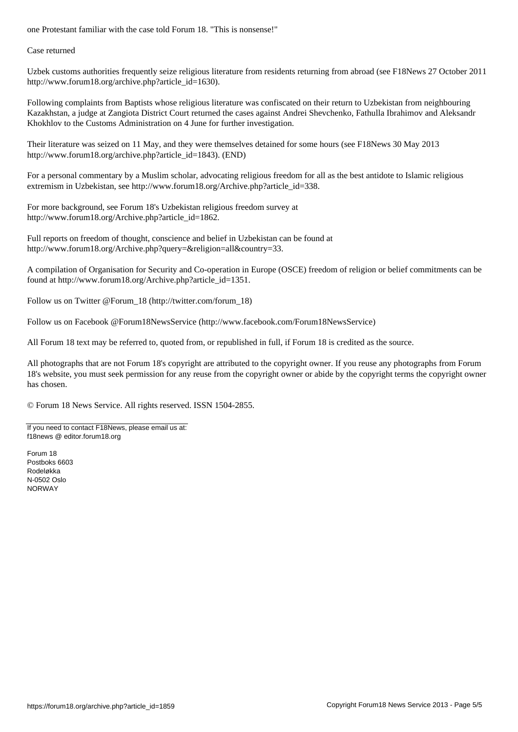one Protestant familiar with the case told Forum 18. "This is nonsense!"

## Case returned

Uzbek customs authorities frequently seize religious literature from residents returning from abroad (see F18News 27 October 2011 http://www.forum18.org/archive.php?article_id=1630).

Following complaints from Baptists whose religious literature was confiscated on their return to Uzbekistan from neighbouring Kazakhstan, a judge at Zangiota District Court returned the cases against Andrei Shevchenko, Fathulla Ibrahimov and Aleksandr Khokhlov to the Customs Administration on 4 June for further investigation.

Their literature was seized on 11 May, and they were themselves detained for some hours (see F18News 30 May 2013 http://www.forum18.org/archive.php?article_id=1843). (END)

For a personal commentary by a Muslim scholar, advocating religious freedom for all as the best antidote to Islamic religious extremism in Uzbekistan, see http://www.forum18.org/Archive.php?article_id=338.

For more background, see Forum 18's Uzbekistan religious freedom survey at http://www.forum18.org/Archive.php?article_id=1862.

Full reports on freedom of thought, conscience and belief in Uzbekistan can be found at http://www.forum18.org/Archive.php?query=&religion=all&country=33.

A compilation of Organisation for Security and Co-operation in Europe (OSCE) freedom of religion or belief commitments can be found at http://www.forum18.org/Archive.php?article_id=1351.

Follow us on Twitter @Forum_18 (http://twitter.com/forum_18)

Follow us on Facebook @Forum18NewsService (http://www.facebook.com/Forum18NewsService)

All Forum 18 text may be referred to, quoted from, or republished in full, if Forum 18 is credited as the source.

All photographs that are not Forum 18's copyright are attributed to the copyright owner. If you reuse any photographs from Forum 18's website, you must seek permission for any reuse from the copyright owner or abide by the copyright terms the copyright owner has chosen.

© Forum 18 News Service. All rights reserved. ISSN 1504-2855.

If you need to contact F18News, please email us at:
f18news @ editor.forum18.org

Forum 18
Postboks 6603
Rodeløkka
N-0502 Oslo
NORWAY